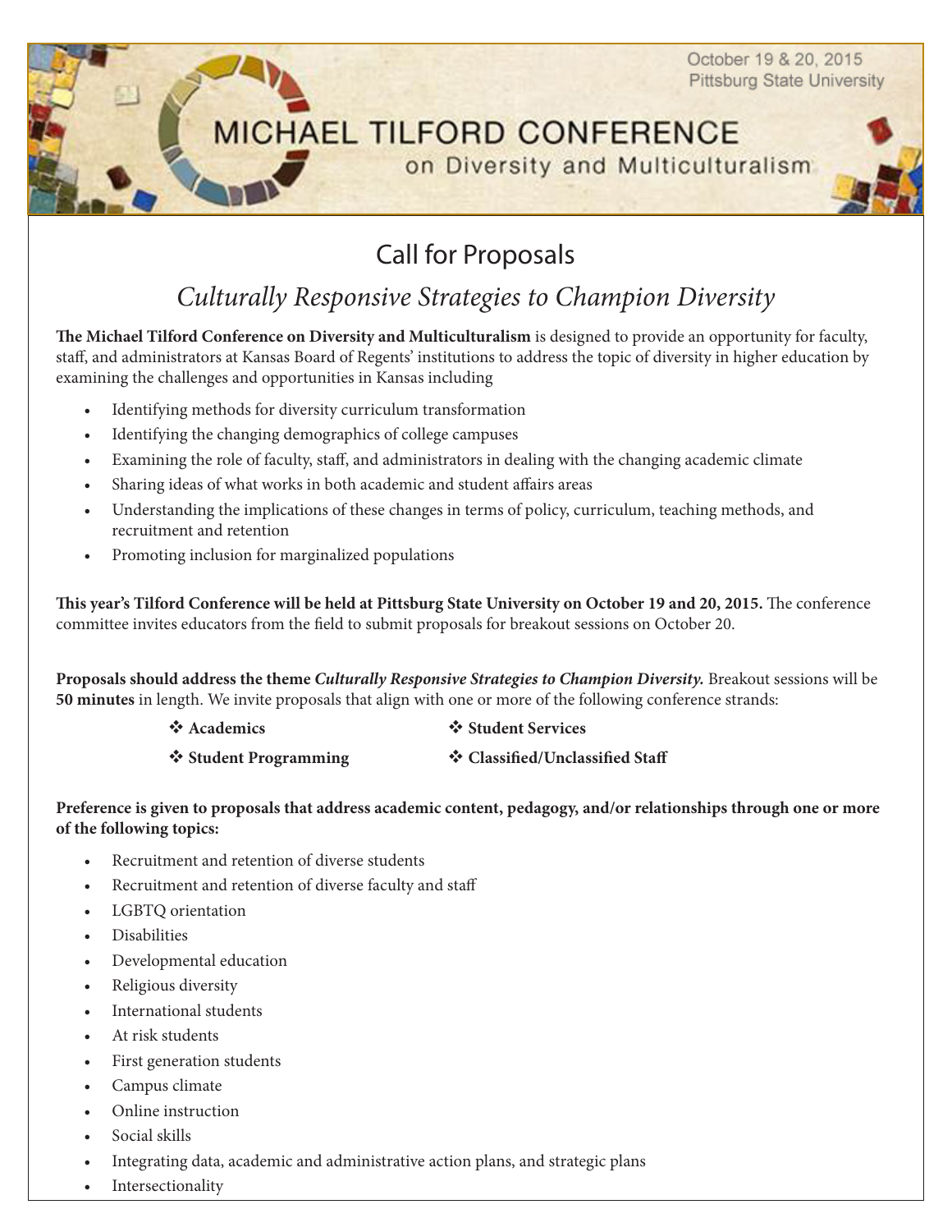October 19 & 20, 2015
Pittsburg State University

# MICHAEL TILFORD CONFERENCE
## on Diversity and Multiculturalism

## Call for Proposals

### *Culturally Responsive Strategies to Champion Diversity*

**The Michael Tilford Conference on Diversity and Multiculturalism** is designed to provide an opportunity for faculty, staff, and administrators at Kansas Board of Regents' institutions to address the topic of diversity in higher education by examining the challenges and opportunities in Kansas including

- Identifying methods for diversity curriculum transformation
- Identifying the changing demographics of college campuses
- Examining the role of faculty, staff, and administrators in dealing with the changing academic climate
- Sharing ideas of what works in both academic and student affairs areas
- Understanding the implications of these changes in terms of policy, curriculum, teaching methods, and recruitment and retention
- Promoting inclusion for marginalized populations

**This year's Tilford Conference will be held at Pittsburg State University on October 19 and 20, 2015.** The conference committee invites educators from the field to submit proposals for breakout sessions on October 20.

**Proposals should address the theme *Culturally Responsive Strategies to Champion Diversity.*** Breakout sessions will be **50 minutes** in length. We invite proposals that align with one or more of the following conference strands:

- **Academics**
- **Student Services**
- **Student Programming**
- **Classified/Unclassified Staff**

**Preference is given to proposals that address academic content, pedagogy, and/or relationships through one or more of the following topics:**

- Recruitment and retention of diverse students
- Recruitment and retention of diverse faculty and staff
- LGBTQ orientation
- Disabilities
- Developmental education
- Religious diversity
- International students
- At risk students
- First generation students
- Campus climate
- Online instruction
- Social skills
- Integrating data, academic and administrative action plans, and strategic plans
- Intersectionality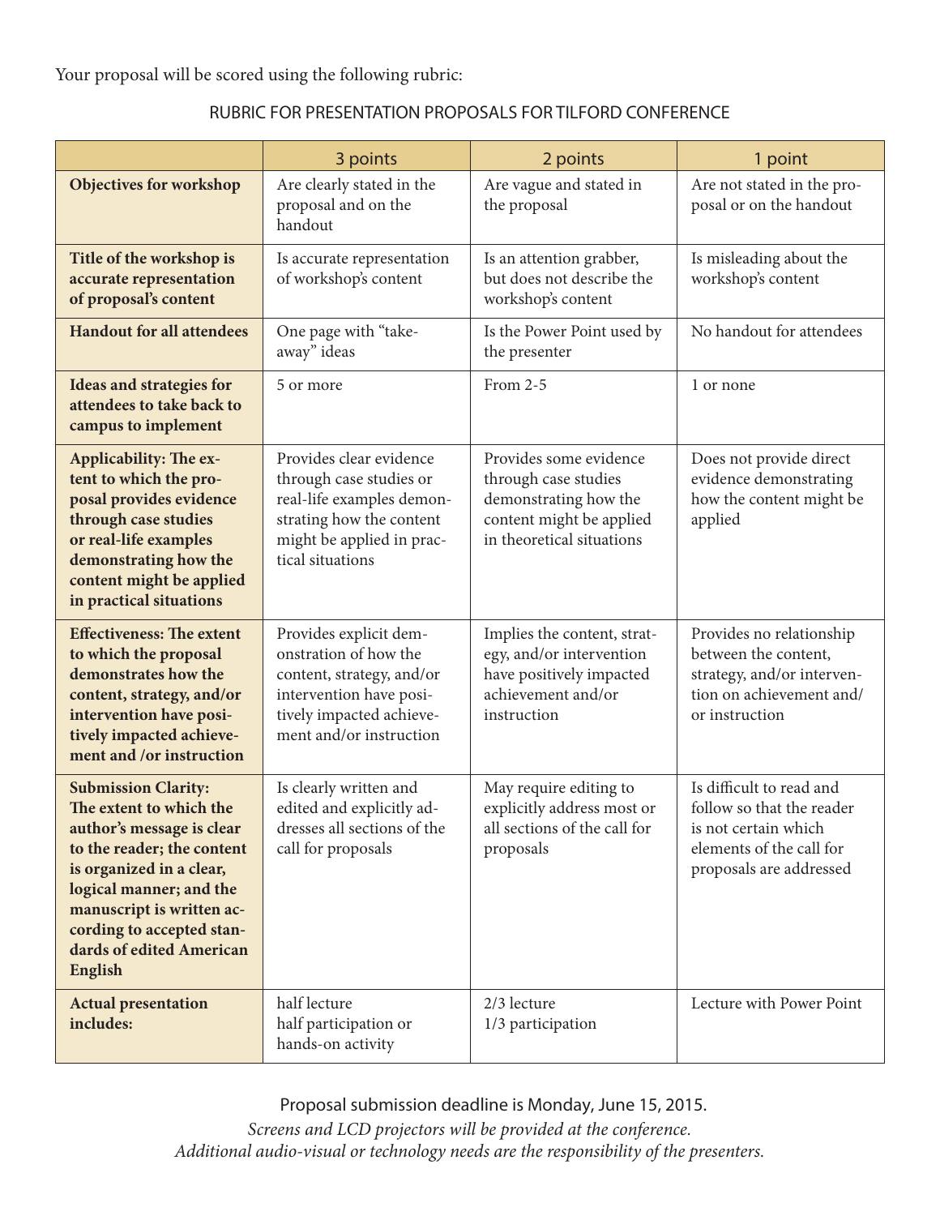Your proposal will be scored using the following rubric:

## RUBRIC FOR PRESENTATION PROPOSALS FOR TILFORD CONFERENCE

| | 3 points | 2 points | 1 point |
|---|---|---|---|
| **Objectives for workshop** | Are clearly stated in the proposal and on the handout | Are vague and stated in the proposal | Are not stated in the proposal or on the handout |
| **Title of the workshop is accurate representation of proposal's content** | Is accurate representation of workshop's content | Is an attention grabber, but does not describe the workshop's content | Is misleading about the workshop's content |
| **Handout for all attendees** | One page with "take-away" ideas | Is the Power Point used by the presenter | No handout for attendees |
| **Ideas and strategies for attendees to take back to campus to implement** | 5 or more | From 2-5 | 1 or none |
| **Applicability: The extent to which the proposal provides evidence through case studies or real-life examples demonstrating how the content might be applied in practical situations** | Provides clear evidence through case studies or real-life examples demonstrating how the content might be applied in practical situations | Provides some evidence through case studies demonstrating how the content might be applied in theoretical situations | Does not provide direct evidence demonstrating how the content might be applied |
| **Effectiveness: The extent to which the proposal demonstrates how the content, strategy, and/or intervention have positively impacted achievement and /or instruction** | Provides explicit demonstration of how the content, strategy, and/or intervention have positively impacted achievement and/or instruction | Implies the content, strategy, and/or intervention have positively impacted achievement and/or instruction | Provides no relationship between the content, strategy, and/or intervention on achievement and/ or instruction |
| **Submission Clarity: The extent to which the author's message is clear to the reader; the content is organized in a clear, logical manner; and the manuscript is written according to accepted standards of edited American English** | Is clearly written and edited and explicitly addresses all sections of the call for proposals | May require editing to explicitly address most or all sections of the call for proposals | Is difficult to read and follow so that the reader is not certain which elements of the call for proposals are addressed |
| **Actual presentation includes:** | half lecture<br>half participation or hands-on activity | 2/3 lecture<br>1/3 participation | Lecture with Power Point |

Proposal submission deadline is Monday, June 15, 2015.

*Screens and LCD projectors will be provided at the conference.*
*Additional audio-visual or technology needs are the responsibility of the presenters.*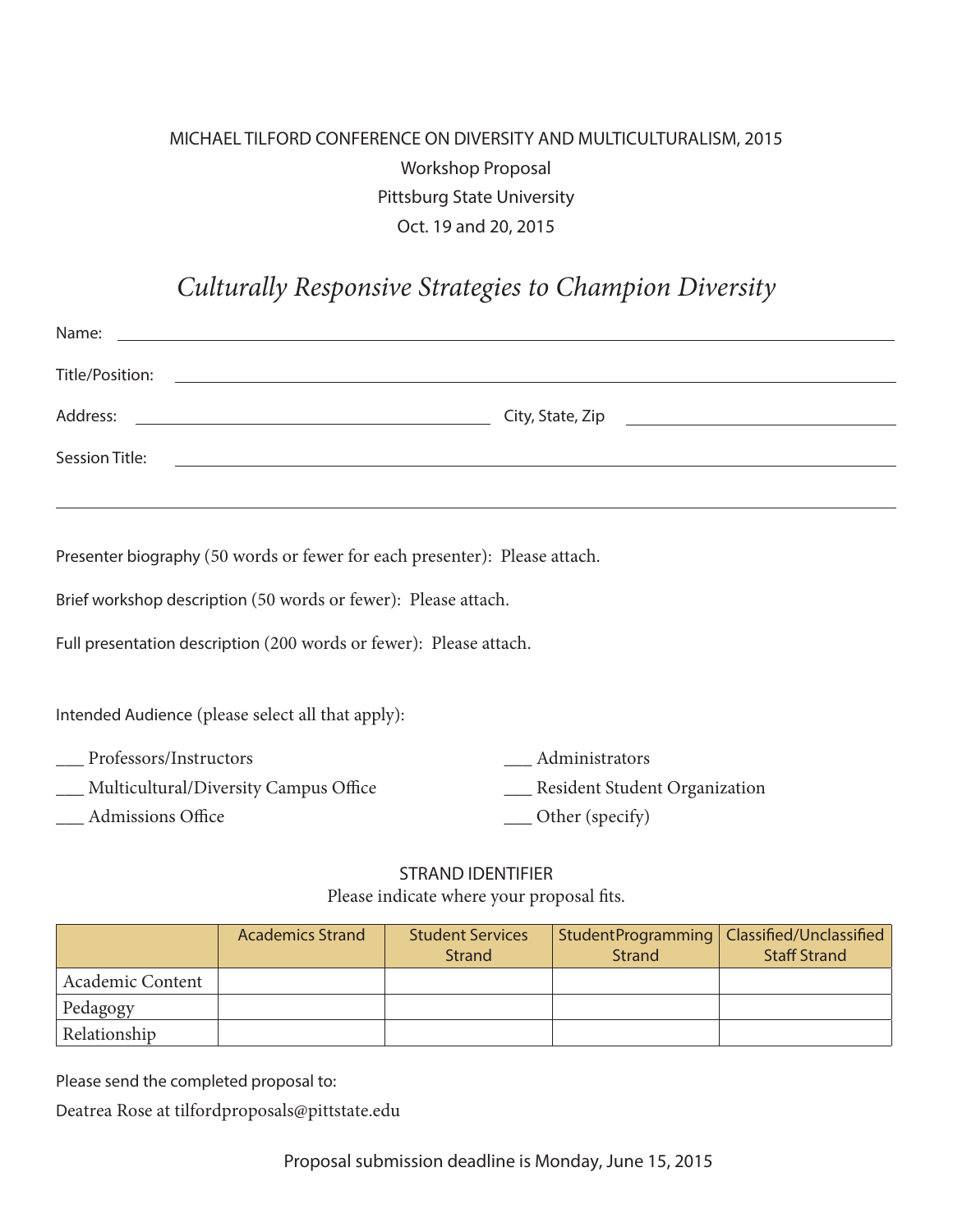MICHAEL TILFORD CONFERENCE ON DIVERSITY AND MULTICULTURALISM, 2015

Workshop Proposal

Pittsburg State University

Oct. 19 and 20, 2015

# *Culturally Responsive Strategies to Champion Diversity*

Name: ______________________________________________

Title/Position: ______________________________________________

Address: ______________________ City, State, Zip ______________________

Session Title: ______________________________________________

______________________________________________

Presenter biography (50 words or fewer for each presenter): Please attach.

Brief workshop description (50 words or fewer): Please attach.

Full presentation description (200 words or fewer): Please attach.

Intended Audience (please select all that apply):

___ Professors/Instructors

___ Multicultural/Diversity Campus Office

___ Admissions Office

___ Administrators

___ Resident Student Organization

___ Other (specify)

STRAND IDENTIFIER

Please indicate where your proposal fits.

| | Academics Strand | Student Services Strand | StudentProgramming Strand | Classified/Unclassified Staff Strand |
|---|---|---|---|---|
| Academic Content | | | | |
| Pedagogy | | | | |
| Relationship | | | | |

Please send the completed proposal to:

Deatrea Rose at tilfordproposals@pittstate.edu

Proposal submission deadline is Monday, June 15, 2015